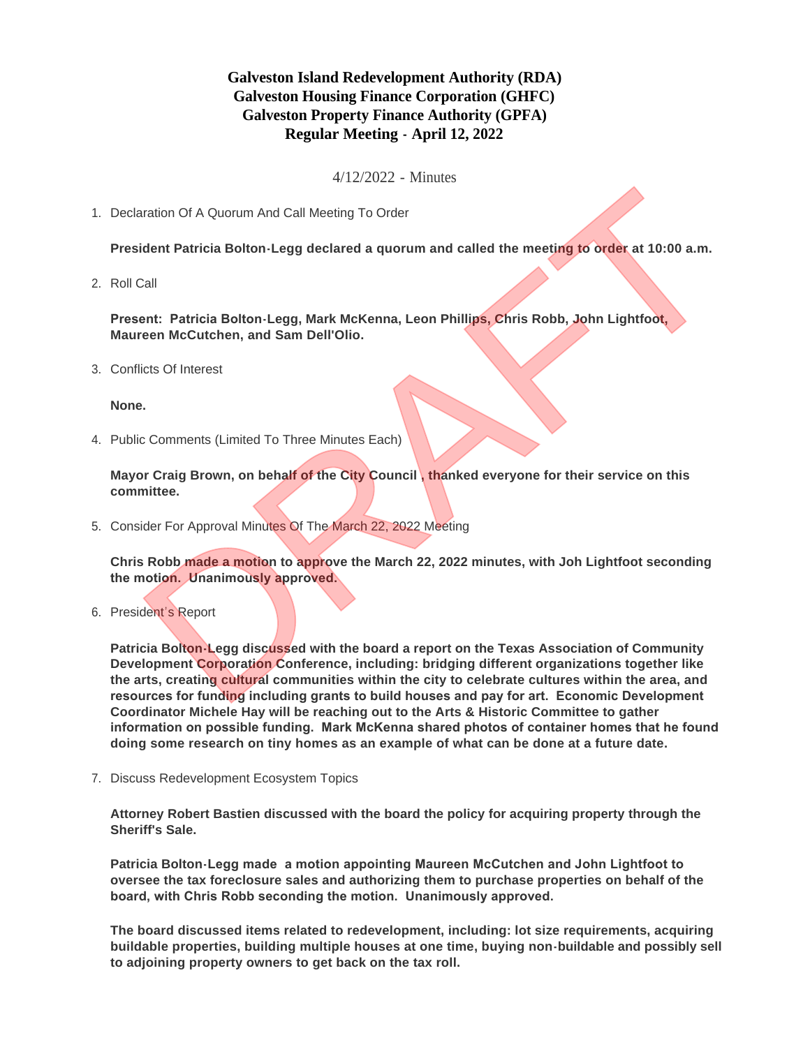# Galveston Island Redevelopment Authority (RDA)
# Galveston Housing Finance Corporation (GHFC)
# Galveston Property Finance Authority (GPFA)
# Regular Meeting - April 12, 2022

4/12/2022 - Minutes

1. Declaration Of A Quorum And Call Meeting To Order

   **President Patricia Bolton-Legg declared a quorum and called the meeting to order at 10:00 a.m.**

2. Roll Call

   **Present: Patricia Bolton-Legg, Mark McKenna, Leon Phillips, Chris Robb, John Lightfoot, Maureen McCutchen, and Sam Dell'Olio.**

3. Conflicts Of Interest

   **None.**

4. Public Comments (Limited To Three Minutes Each)

   **Mayor Craig Brown, on behalf of the City Council , thanked everyone for their service on this committee.**

5. Consider For Approval Minutes Of The March 22, 2022 Meeting

   **Chris Robb made a motion to approve the March 22, 2022 minutes, with Joh Lightfoot seconding the motion. Unanimously approved.**

6. President's Report

   **Patricia Bolton-Legg discussed with the board a report on the Texas Association of Community Development Corporation Conference, including: bridging different organizations together like the arts, creating cultural communities within the city to celebrate cultures within the area, and resources for funding including grants to build houses and pay for art. Economic Development Coordinator Michele Hay will be reaching out to the Arts & Historic Committee to gather information on possible funding. Mark McKenna shared photos of container homes that he found doing some research on tiny homes as an example of what can be done at a future date.**

7. Discuss Redevelopment Ecosystem Topics

   **Attorney Robert Bastien discussed with the board the policy for acquiring property through the Sheriff's Sale.**

   **Patricia Bolton-Legg made a motion appointing Maureen McCutchen and John Lightfoot to oversee the tax foreclosure sales and authorizing them to purchase properties on behalf of the board, with Chris Robb seconding the motion. Unanimously approved.**

   **The board discussed items related to redevelopment, including: lot size requirements, acquiring buildable properties, building multiple houses at one time, buying non-buildable and possibly sell to adjoining property owners to get back on the tax roll.**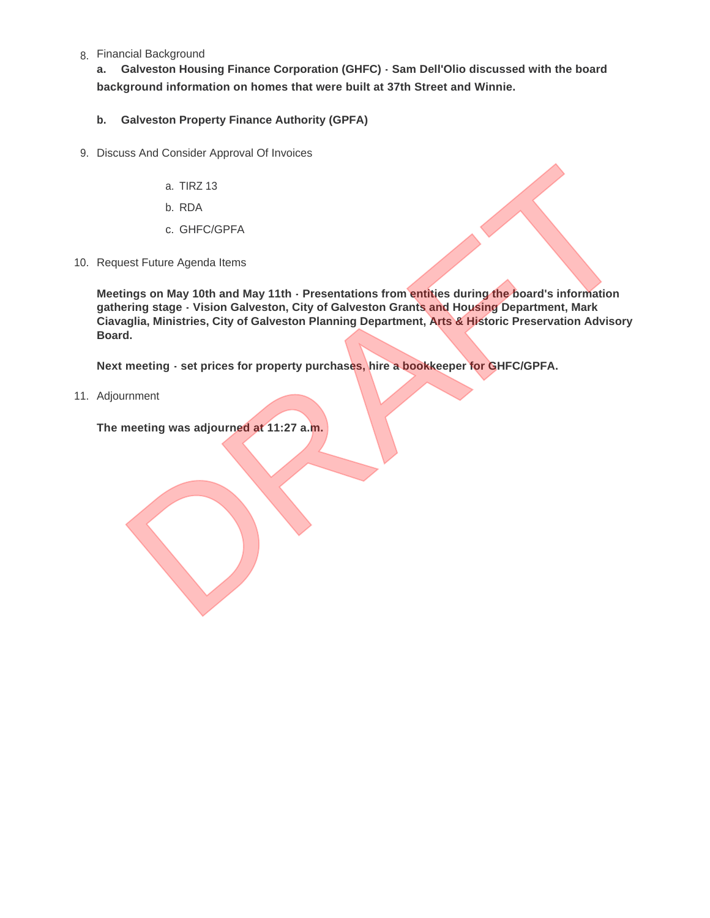8. Financial Background

   **a. Galveston Housing Finance Corporation (GHFC) - Sam Dell'Olio discussed with the board background information on homes that were built at 37th Street and Winnie.**

   **b. Galveston Property Finance Authority (GPFA)**

9. Discuss And Consider Approval Of Invoices

   a. TIRZ 13

   b. RDA

   c. GHFC/GPFA

10. Request Future Agenda Items

    **Meetings on May 10th and May 11th - Presentations from entities during the board's information gathering stage - Vision Galveston, City of Galveston Grants and Housing Department, Mark Ciavaglia, Ministries, City of Galveston Planning Department, Arts & Historic Preservation Advisory Board.**

    **Next meeting - set prices for property purchases, hire a bookkeeper for GHFC/GPFA.**

11. Adjournment

    **The meeting was adjourned at 11:27 a.m.**

DRAFT